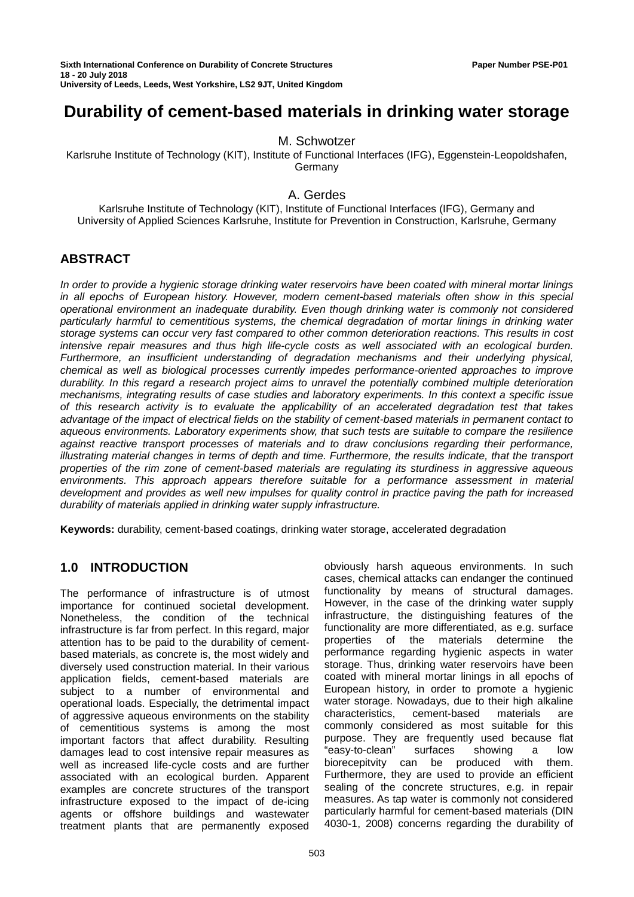Sixth International Conference on Durability of Concrete Structures
18 - 20 July 2018
University of Leeds, Leeds, West Yorkshire, LS2 9JT, United Kingdom

Paper Number PSE-P01

# Durability of cement-based materials in drinking water storage

M. Schwotzer
Karlsruhe Institute of Technology (KIT), Institute of Functional Interfaces (IFG), Eggenstein-Leopoldshafen, Germany

A. Gerdes
Karlsruhe Institute of Technology (KIT), Institute of Functional Interfaces (IFG), Germany and University of Applied Sciences Karlsruhe, Institute for Prevention in Construction, Karlsruhe, Germany

## ABSTRACT

*In order to provide a hygienic storage drinking water reservoirs have been coated with mineral mortar linings in all epochs of European history. However, modern cement-based materials often show in this special operational environment an inadequate durability. Even though drinking water is commonly not considered particularly harmful to cementitious systems, the chemical degradation of mortar linings in drinking water storage systems can occur very fast compared to other common deterioration reactions. This results in cost intensive repair measures and thus high life-cycle costs as well associated with an ecological burden. Furthermore, an insufficient understanding of degradation mechanisms and their underlying physical, chemical as well as biological processes currently impedes performance-oriented approaches to improve durability. In this regard a research project aims to unravel the potentially combined multiple deterioration mechanisms, integrating results of case studies and laboratory experiments. In this context a specific issue of this research activity is to evaluate the applicability of an accelerated degradation test that takes advantage of the impact of electrical fields on the stability of cement-based materials in permanent contact to aqueous environments. Laboratory experiments show, that such tests are suitable to compare the resilience against reactive transport processes of materials and to draw conclusions regarding their performance, illustrating material changes in terms of depth and time. Furthermore, the results indicate, that the transport properties of the rim zone of cement-based materials are regulating its sturdiness in aggressive aqueous environments. This approach appears therefore suitable for a performance assessment in material development and provides as well new impulses for quality control in practice paving the path for increased durability of materials applied in drinking water supply infrastructure.*

**Keywords:** durability, cement-based coatings, drinking water storage, accelerated degradation

## 1.0 INTRODUCTION

The performance of infrastructure is of utmost importance for continued societal development. Nonetheless, the condition of the technical infrastructure is far from perfect. In this regard, major attention has to be paid to the durability of cement-based materials, as concrete is, the most widely and diversely used construction material. In their various application fields, cement-based materials are subject to a number of environmental and operational loads. Especially, the detrimental impact of aggressive aqueous environments on the stability of cementitious systems is among the most important factors that affect durability. Resulting damages lead to cost intensive repair measures as well as increased life-cycle costs and are further associated with an ecological burden. Apparent examples are concrete structures of the transport infrastructure exposed to the impact of de-icing agents or offshore buildings and wastewater treatment plants that are permanently exposed obviously harsh aqueous environments. In such cases, chemical attacks can endanger the continued functionality by means of structural damages. However, in the case of the drinking water supply infrastructure, the distinguishing features of the functionality are more differentiated, as e.g. surface properties of the materials determine the performance regarding hygienic aspects in water storage. Thus, drinking water reservoirs have been coated with mineral mortar linings in all epochs of European history, in order to promote a hygienic water storage. Nowadays, due to their high alkaline characteristics, cement-based materials are commonly considered as most suitable for this purpose. They are frequently used because flat "easy-to-clean" surfaces showing a low biorecepitvity can be produced with them. Furthermore, they are used to provide an efficient sealing of the concrete structures, e.g. in repair measures. As tap water is commonly not considered particularly harmful for cement-based materials (DIN 4030-1, 2008) concerns regarding the durability of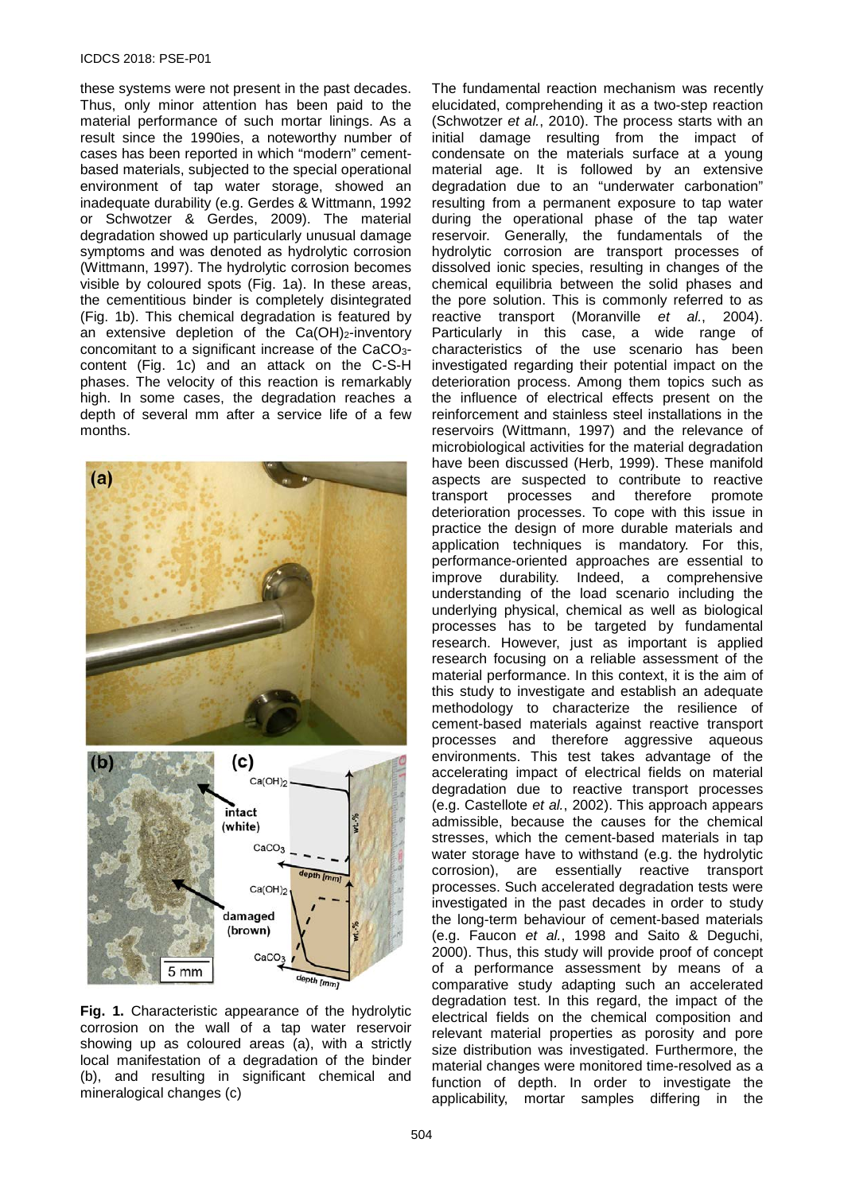these systems were not present in the past decades. Thus, only minor attention has been paid to the material performance of such mortar linings. As a result since the 1990ies, a noteworthy number of cases has been reported in which "modern" cement-based materials, subjected to the special operational environment of tap water storage, showed an inadequate durability (e.g. Gerdes & Wittmann, 1992 or Schwotzer & Gerdes, 2009). The material degradation showed up particularly unusual damage symptoms and was denoted as hydrolytic corrosion (Wittmann, 1997). The hydrolytic corrosion becomes visible by coloured spots (Fig. 1a). In these areas, the cementitious binder is completely disintegrated (Fig. 1b). This chemical degradation is featured by an extensive depletion of the $Ca(OH)_2$-inventory concomitant to a significant increase of the $CaCO_3$-content (Fig. 1c) and an attack on the C-S-H phases. The velocity of this reaction is remarkably high. In some cases, the degradation reaches a depth of several mm after a service life of a few months.

**Fig. 1.** Characteristic appearance of the hydrolytic corrosion on the wall of a tap water reservoir showing up as coloured areas (a), with a strictly local manifestation of a degradation of the binder (b), and resulting in significant chemical and mineralogical changes (c)

The fundamental reaction mechanism was recently elucidated, comprehending it as a two-step reaction (Schwotzer *et al.*, 2010). The process starts with an initial damage resulting from the impact of condensate on the materials surface at a young material age. It is followed by an extensive degradation due to an "underwater carbonation" resulting from a permanent exposure to tap water during the operational phase of the tap water reservoir. Generally, the fundamentals of the hydrolytic corrosion are transport processes of dissolved ionic species, resulting in changes of the chemical equilibria between the solid phases and the pore solution. This is commonly referred to as reactive transport (Moranville *et al.*, 2004). Particularly in this case, a wide range of characteristics of the use scenario has been investigated regarding their potential impact on the deterioration process. Among them topics such as the influence of electrical effects present on the reinforcement and stainless steel installations in the reservoirs (Wittmann, 1997) and the relevance of microbiological activities for the material degradation have been discussed (Herb, 1999). These manifold aspects are suspected to contribute to reactive transport processes and therefore promote deterioration processes. To cope with this issue in practice the design of more durable materials and application techniques is mandatory. For this, performance-oriented approaches are essential to improve durability. Indeed, a comprehensive understanding of the load scenario including the underlying physical, chemical as well as biological processes has to be targeted by fundamental research. However, just as important is applied research focusing on a reliable assessment of the material performance. In this context, it is the aim of this study to investigate and establish an adequate methodology to characterize the resilience of cement-based materials against reactive transport processes and therefore aggressive aqueous environments. This test takes advantage of the accelerating impact of electrical fields on material degradation due to reactive transport processes (e.g. Castellote *et al.*, 2002). This approach appears admissible, because the causes for the chemical stresses, which the cement-based materials in tap water storage have to withstand (e.g. the hydrolytic corrosion), are essentially reactive transport processes. Such accelerated degradation tests were investigated in the past decades in order to study the long-term behaviour of cement-based materials (e.g. Faucon *et al.*, 1998 and Saito & Deguchi, 2000). Thus, this study will provide proof of concept of a performance assessment by means of a comparative study adapting such an accelerated degradation test. In this regard, the impact of the electrical fields on the chemical composition and relevant material properties as porosity and pore size distribution was investigated. Furthermore, the material changes were monitored time-resolved as a function of depth. In order to investigate the applicability, mortar samples differing in the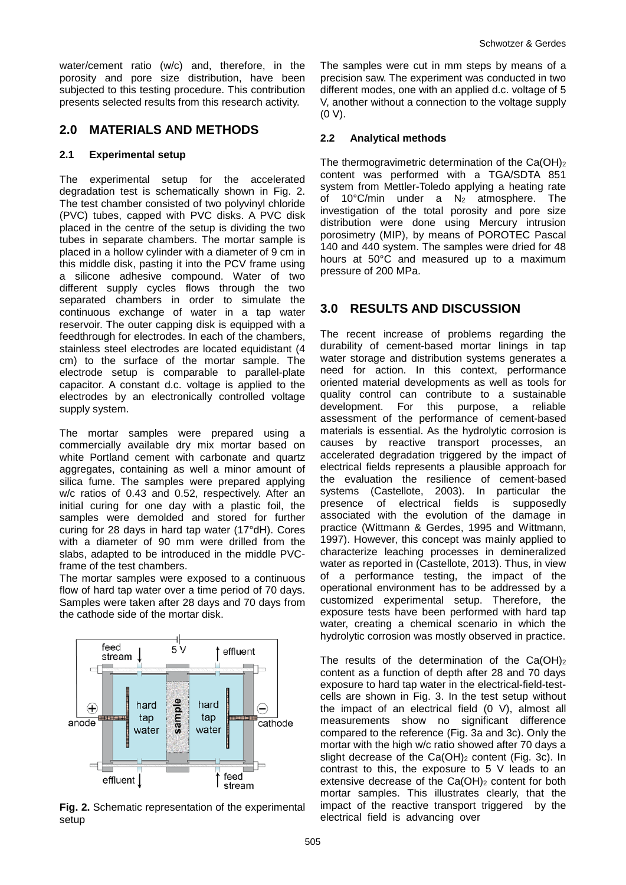water/cement ratio (w/c) and, therefore, in the porosity and pore size distribution, have been subjected to this testing procedure. This contribution presents selected results from this research activity.

## 2.0 MATERIALS AND METHODS

### 2.1 Experimental setup

The experimental setup for the accelerated degradation test is schematically shown in Fig. 2. The test chamber consisted of two polyvinyl chloride (PVC) tubes, capped with PVC disks. A PVC disk placed in the centre of the setup is dividing the two tubes in separate chambers. The mortar sample is placed in a hollow cylinder with a diameter of 9 cm in this middle disk, pasting it into the PCV frame using a silicone adhesive compound. Water of two different supply cycles flows through the two separated chambers in order to simulate the continuous exchange of water in a tap water reservoir. The outer capping disk is equipped with a feedthrough for electrodes. In each of the chambers, stainless steel electrodes are located equidistant (4 cm) to the surface of the mortar sample. The electrode setup is comparable to parallel-plate capacitor. A constant d.c. voltage is applied to the electrodes by an electronically controlled voltage supply system.

The mortar samples were prepared using a commercially available dry mix mortar based on white Portland cement with carbonate and quartz aggregates, containing as well a minor amount of silica fume. The samples were prepared applying w/c ratios of 0.43 and 0.52, respectively. After an initial curing for one day with a plastic foil, the samples were demolded and stored for further curing for 28 days in hard tap water (17°dH). Cores with a diameter of 90 mm were drilled from the slabs, adapted to be introduced in the middle PVC-frame of the test chambers.
The mortar samples were exposed to a continuous flow of hard tap water over a time period of 70 days. Samples were taken after 28 days and 70 days from the cathode side of the mortar disk.

**Fig. 2.** Schematic representation of the experimental setup

The samples were cut in mm steps by means of a precision saw. The experiment was conducted in two different modes, one with an applied d.c. voltage of 5 V, another without a connection to the voltage supply (0 V).

### 2.2 Analytical methods

The thermogravimetric determination of the $Ca(OH)_2$ content was performed with a TGA/SDTA 851 system from Mettler-Toledo applying a heating rate of 10°C/min under a $N_2$ atmosphere. The investigation of the total porosity and pore size distribution were done using Mercury intrusion porosimetry (MIP), by means of POROTEC Pascal 140 and 440 system. The samples were dried for 48 hours at 50°C and measured up to a maximum pressure of 200 MPa.

## 3.0 RESULTS AND DISCUSSION

The recent increase of problems regarding the durability of cement-based mortar linings in tap water storage and distribution systems generates a need for action. In this context, performance oriented material developments as well as tools for quality control can contribute to a sustainable development. For this purpose, a reliable assessment of the performance of cement-based materials is essential. As the hydrolytic corrosion is causes by reactive transport processes, an accelerated degradation triggered by the impact of electrical fields represents a plausible approach for the evaluation the resilience of cement-based systems (Castellote, 2003). In particular the presence of electrical fields is supposedly associated with the evolution of the damage in practice (Wittmann & Gerdes, 1995 and Wittmann, 1997). However, this concept was mainly applied to characterize leaching processes in demineralized water as reported in (Castellote, 2013). Thus, in view of a performance testing, the impact of the operational environment has to be addressed by a customized experimental setup. Therefore, the exposure tests have been performed with hard tap water, creating a chemical scenario in which the hydrolytic corrosion was mostly observed in practice.

The results of the determination of the $Ca(OH)_2$ content as a function of depth after 28 and 70 days exposure to hard tap water in the electrical-field-test-cells are shown in Fig. 3. In the test setup without the impact of an electrical field (0 V), almost all measurements show no significant difference compared to the reference (Fig. 3a and 3c). Only the mortar with the high w/c ratio showed after 70 days a slight decrease of the $Ca(OH)_2$ content (Fig. 3c). In contrast to this, the exposure to 5 V leads to an extensive decrease of the $Ca(OH)_2$ content for both mortar samples. This illustrates clearly, that the impact of the reactive transport triggered by the electrical field is advancing over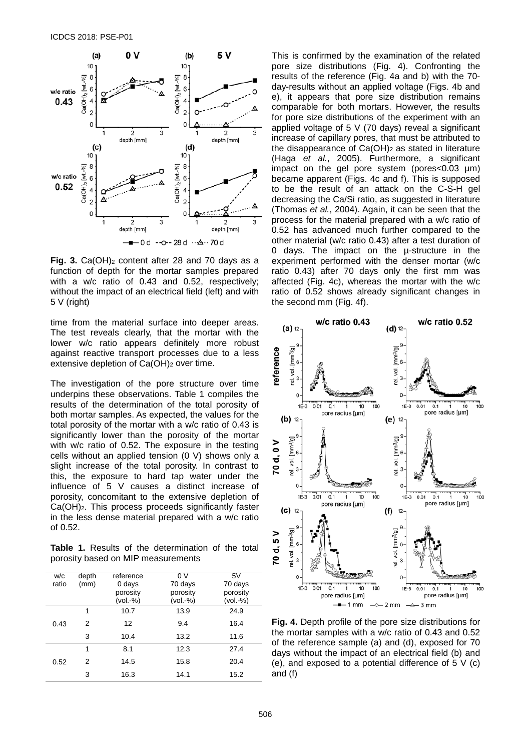**Fig. 3.** $Ca(OH)_2$ content after 28 and 70 days as a function of depth for the mortar samples prepared with a w/c ratio of 0.43 and 0.52, respectively; without the impact of an electrical field (left) and with 5 V (right)

time from the material surface into deeper areas. The test reveals clearly, that the mortar with the lower w/c ratio appears definitely more robust against reactive transport processes due to a less extensive depletion of $Ca(OH)_2$ over time.

The investigation of the pore structure over time underpins these observations. Table 1 compiles the results of the determination of the total porosity of both mortar samples. As expected, the values for the total porosity of the mortar with a w/c ratio of 0.43 is significantly lower than the porosity of the mortar with w/c ratio of 0.52. The exposure in the testing cells without an applied tension (0 V) shows only a slight increase of the total porosity. In contrast to this, the exposure to hard tap water under the influence of 5 V causes a distinct increase of porosity, concomitant to the extensive depletion of $Ca(OH)_2$. This process proceeds significantly faster in the less dense material prepared with a w/c ratio of 0.52.

**Table 1.** Results of the determination of the total porosity based on MIP measurements

| w/c ratio | depth (mm) | reference 0 days porosity (vol.-%) | 0 V 70 days porosity (vol.-%) | 5V 70 days porosity (vol.-%) |
|---|---|---|---|---|
| 0.43 | 1 | 10.7 | 13.9 | 24.9 |
| | 2 | 12 | 9.4 | 16.4 |
| | 3 | 10.4 | 13.2 | 11.6 |
| 0.52 | 1 | 8.1 | 12.3 | 27.4 |
| | 2 | 14.5 | 15.8 | 20.4 |
| | 3 | 16.3 | 14.1 | 15.2 |

This is confirmed by the examination of the related pore size distributions (Fig. 4). Confronting the results of the reference (Fig. 4a and b) with the 70-day-results without an applied voltage (Figs. 4b and e), it appears that pore size distribution remains comparable for both mortars. However, the results for pore size distributions of the experiment with an applied voltage of 5 V (70 days) reveal a significant increase of capillary pores, that must be attributed to the disappearance of $Ca(OH)_2$ as stated in literature (Haga *et al.*, 2005). Furthermore, a significant impact on the gel pore system (pores<0.03 µm) became apparent (Figs. 4c and f). This is supposed to be the result of an attack on the C-S-H gel decreasing the Ca/Si ratio, as suggested in literature (Thomas *et al.*, 2004). Again, it can be seen that the process for the material prepared with a w/c ratio of 0.52 has advanced much further compared to the other material (w/c ratio 0.43) after a test duration of 0 days. The impact on the µ-structure in the experiment performed with the denser mortar (w/c ratio 0.43) after 70 days only the first mm was affected (Fig. 4c), whereas the mortar with the w/c ratio of 0.52 shows already significant changes in the second mm (Fig. 4f).

**Fig. 4.** Depth profile of the pore size distributions for the mortar samples with a w/c ratio of 0.43 and 0.52 of the reference sample (a) and (d), exposed for 70 days without the impact of an electrical field (b) and (e), and exposed to a potential difference of 5 V (c) and (f)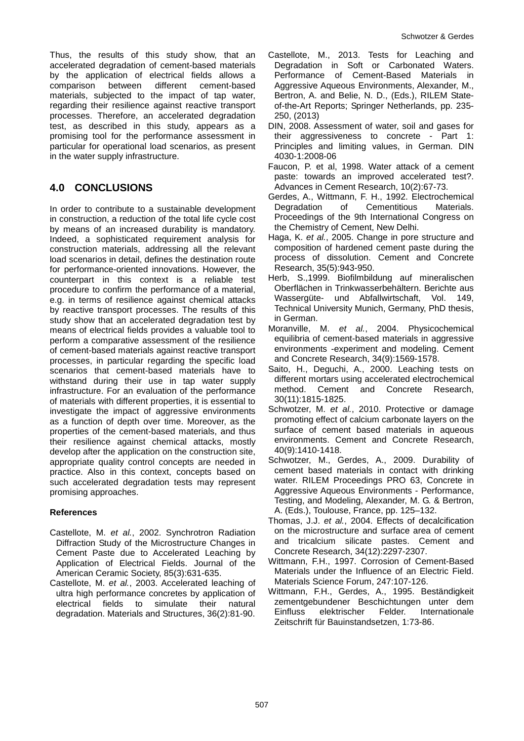Thus, the results of this study show, that an accelerated degradation of cement-based materials by the application of electrical fields allows a comparison between different cement-based materials, subjected to the impact of tap water, regarding their resilience against reactive transport processes. Therefore, an accelerated degradation test, as described in this study, appears as a promising tool for the performance assessment in particular for operational load scenarios, as present in the water supply infrastructure.

## 4.0 CONCLUSIONS

In order to contribute to a sustainable development in construction, a reduction of the total life cycle cost by means of an increased durability is mandatory. Indeed, a sophisticated requirement analysis for construction materials, addressing all the relevant load scenarios in detail, defines the destination route for performance-oriented innovations. However, the counterpart in this context is a reliable test procedure to confirm the performance of a material, e.g. in terms of resilience against chemical attacks by reactive transport processes. The results of this study show that an accelerated degradation test by means of electrical fields provides a valuable tool to perform a comparative assessment of the resilience of cement-based materials against reactive transport processes, in particular regarding the specific load scenarios that cement-based materials have to withstand during their use in tap water supply infrastructure. For an evaluation of the performance of materials with different properties, it is essential to investigate the impact of aggressive environments as a function of depth over time. Moreover, as the properties of the cement-based materials, and thus their resilience against chemical attacks, mostly develop after the application on the construction site, appropriate quality control concepts are needed in practice. Also in this context, concepts based on such accelerated degradation tests may represent promising approaches.

#### References

Castellote, M. *et al.*, 2002. Synchrotron Radiation Diffraction Study of the Microstructure Changes in Cement Paste due to Accelerated Leaching by Application of Electrical Fields. Journal of the American Ceramic Society, 85(3):631-635.

Castellote, M. *et al.*, 2003. Accelerated leaching of ultra high performance concretes by application of electrical fields to simulate their natural degradation. Materials and Structures, 36(2):81-90.

Castellote, M., 2013. Tests for Leaching and Degradation in Soft or Carbonated Waters. Performance of Cement-Based Materials in Aggressive Aqueous Environments, Alexander, M., Bertron, A. and Belie, N. D., (Eds.), RILEM State-of-the-Art Reports; Springer Netherlands, pp. 235-250, (2013)

DIN, 2008. Assessment of water, soil and gases for their aggressiveness to concrete - Part 1: Principles and limiting values, in German. DIN 4030-1:2008-06

Faucon, P. et al, 1998. Water attack of a cement paste: towards an improved accelerated test?. Advances in Cement Research, 10(2):67-73.

Gerdes, A., Wittmann, F. H., 1992. Electrochemical Degradation of Cementitious Materials. Proceedings of the 9th International Congress on the Chemistry of Cement, New Delhi.

Haga, K. *et al.*, 2005. Change in pore structure and composition of hardened cement paste during the process of dissolution. Cement and Concrete Research, 35(5):943-950.

Herb, S.,1999. Biofilmbildung auf mineralischen Oberflächen in Trinkwasserbehältern. Berichte aus Wassergüte- und Abfallwirtschaft, Vol. 149, Technical University Munich, Germany, PhD thesis, in German.

Moranville, M. *et al.*, 2004. Physicochemical equilibria of cement-based materials in aggressive environments -experiment and modeling. Cement and Concrete Research, 34(9):1569-1578.

Saito, H., Deguchi, A., 2000. Leaching tests on different mortars using accelerated electrochemical method. Cement and Concrete Research, 30(11):1815-1825.

Schwotzer, M. *et al.*, 2010. Protective or damage promoting effect of calcium carbonate layers on the surface of cement based materials in aqueous environments. Cement and Concrete Research, 40(9):1410-1418.

Schwotzer, M., Gerdes, A., 2009. Durability of cement based materials in contact with drinking water. RILEM Proceedings PRO 63, Concrete in Aggressive Aqueous Environments - Performance, Testing, and Modeling, Alexander, M. G. & Bertron, A. (Eds.), Toulouse, France, pp. 125–132.

Thomas, J.J. *et al.*, 2004. Effects of decalcification on the microstructure and surface area of cement and tricalcium silicate pastes. Cement and Concrete Research, 34(12):2297-2307.

Wittmann, F.H., 1997. Corrosion of Cement-Based Materials under the Influence of an Electric Field. Materials Science Forum, 247:107-126.

Wittmann, F.H., Gerdes, A., 1995. Beständigkeit zementgebundener Beschichtungen unter dem Einfluss elektrischer Felder. Internationale Zeitschrift für Bauinstandsetzen, 1:73-86.